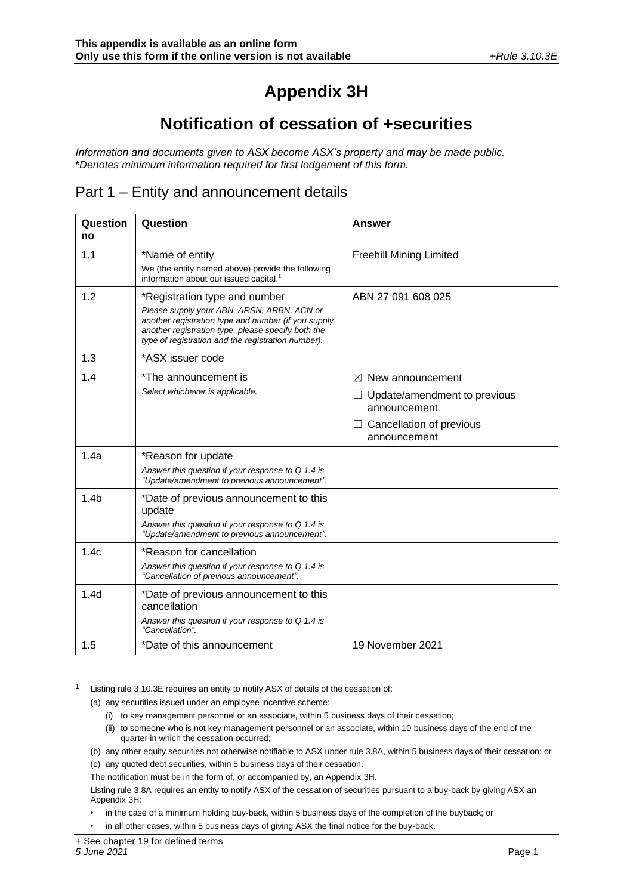**This appendix is available as an online form**
**Only use this form if the online version is not available** *+Rule 3.10.3E*

# Appendix 3H

# Notification of cessation of +securities

*Information and documents given to ASX become ASX's property and may be made public.*
\**Denotes minimum information required for first lodgement of this form.*

## Part 1 – Entity and announcement details

| Question no | Question | Answer |
|---|---|---|
| 1.1 | *Name of entity<br>We (the entity named above) provide the following information about our issued capital.[1] | Freehill Mining Limited |
| 1.2 | *Registration type and number<br>*Please supply your ABN, ARSN, ARBN, ACN or another registration type and number (if you supply another registration type, please specify both the type of registration and the registration number).* | ABN 27 091 608 025 |
| 1.3 | *ASX issuer code | |
| 1.4 | *The announcement is<br>*Select whichever is applicable.* | ☒ New announcement<br>☐ Update/amendment to previous announcement<br>☐ Cancellation of previous announcement |
| 1.4a | *Reason for update<br>*Answer this question if your response to Q 1.4 is "Update/amendment to previous announcement".* | |
| 1.4b | *Date of previous announcement to this update<br>*Answer this question if your response to Q 1.4 is "Update/amendment to previous announcement".* | |
| 1.4c | *Reason for cancellation<br>*Answer this question if your response to Q 1.4 is "Cancellation of previous announcement".* | |
| 1.4d | *Date of previous announcement to this cancellation<br>*Answer this question if your response to Q 1.4 is "Cancellation".* | |
| 1.5 | *Date of this announcement | 19 November 2021 |

[1] Listing rule 3.10.3E requires an entity to notify ASX of details of the cessation of:

(a) any securities issued under an employee incentive scheme:

(i) to key management personnel or an associate, within 5 business days of their cessation;

(ii) to someone who is not key management personnel or an associate, within 10 business days of the end of the quarter in which the cessation occurred;

(b) any other equity securities not otherwise notifiable to ASX under rule 3.8A, within 5 business days of their cessation; or

(c) any quoted debt securities, within 5 business days of their cessation.

The notification must be in the form of, or accompanied by, an Appendix 3H.

Listing rule 3.8A requires an entity to notify ASX of the cessation of securities pursuant to a buy-back by giving ASX an Appendix 3H:

- in the case of a minimum holding buy-back, within 5 business days of the completion of the buyback; or
- in all other cases, within 5 business days of giving ASX the final notice for the buy-back.

+ See chapter 19 for defined terms
*5 June 2021*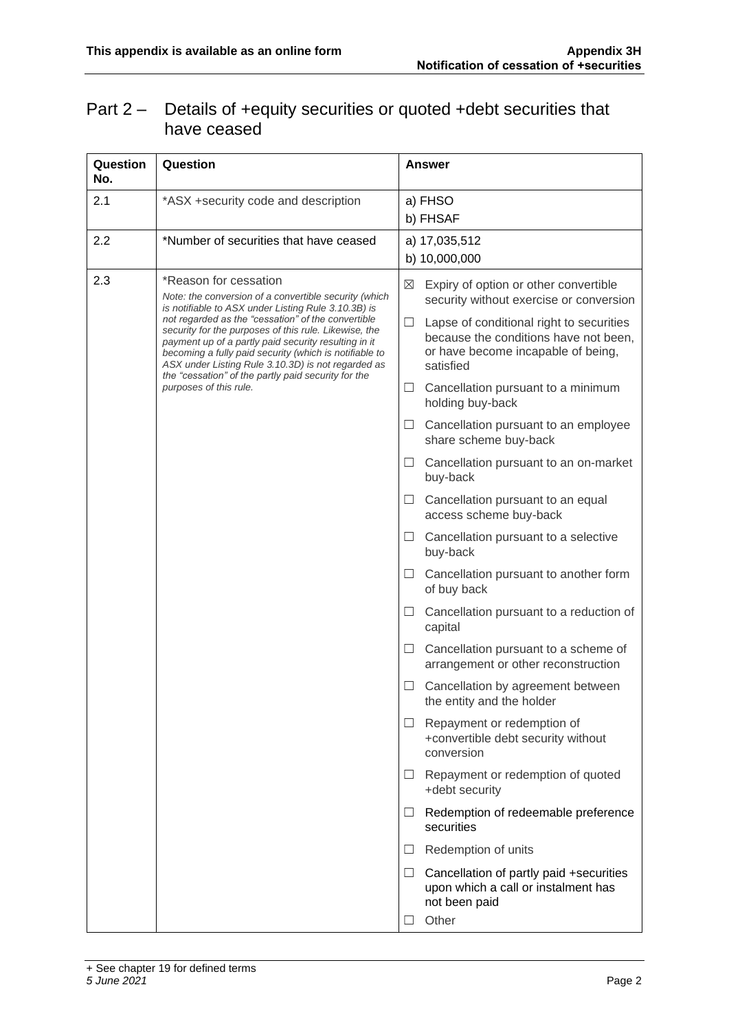## Part 2 – Details of +equity securities or quoted +debt securities that have ceased

| Question No. | Question | Answer |
|---|---|---|
| 2.1 | *ASX +security code and description | a) FHSO<br>b) FHSAF |
| 2.2 | *Number of securities that have ceased | a) 17,035,512<br>b) 10,000,000 |
| 2.3 | *Reason for cessation<br>*Note: the conversion of a convertible security (which is notifiable to ASX under Listing Rule 3.10.3B) is not regarded as the "cessation" of the convertible security for the purposes of this rule. Likewise, the payment up of a partly paid security resulting in it becoming a fully paid security (which is notifiable to ASX under Listing Rule 3.10.3D) is not regarded as the "cessation" of the partly paid security for the purposes of this rule.* | ☒ Expiry of option or other convertible security without exercise or conversion<br>☐ Lapse of conditional right to securities because the conditions have not been, or have become incapable of being, satisfied<br>☐ Cancellation pursuant to a minimum holding buy-back<br>☐ Cancellation pursuant to an employee share scheme buy-back<br>☐ Cancellation pursuant to an on-market buy-back<br>☐ Cancellation pursuant to an equal access scheme buy-back<br>☐ Cancellation pursuant to a selective buy-back<br>☐ Cancellation pursuant to another form of buy back<br>☐ Cancellation pursuant to a reduction of capital<br>☐ Cancellation pursuant to a scheme of arrangement or other reconstruction<br>☐ Cancellation by agreement between the entity and the holder<br>☐ Repayment or redemption of +convertible debt security without conversion<br>☐ Repayment or redemption of quoted +debt security<br>☐ Redemption of redeemable preference securities<br>☐ Redemption of units<br>☐ Cancellation of partly paid +securities upon which a call or instalment has not been paid<br>☐ Other |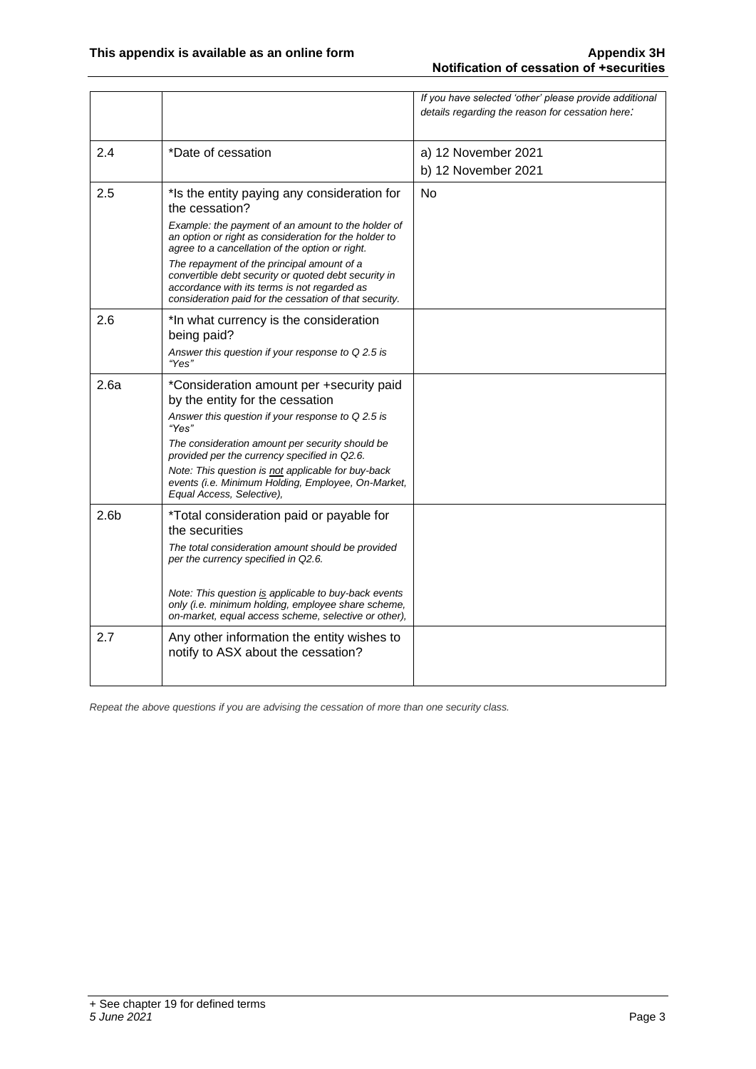| | | |
|---|---|---|
| | | *If you have selected 'other' please provide additional details regarding the reason for cessation here:* |
| 2.4 | *Date of cessation | a) 12 November 2021<br>b) 12 November 2021 |
| 2.5 | *Is the entity paying any consideration for the cessation?<br>*Example: the payment of an amount to the holder of an option or right as consideration for the holder to agree to a cancellation of the option or right.*<br>*The repayment of the principal amount of a convertible debt security or quoted debt security in accordance with its terms is not regarded as consideration paid for the cessation of that security.* | No |
| 2.6 | *In what currency is the consideration being paid?<br>*Answer this question if your response to Q 2.5 is "Yes"* | |
| 2.6a | *Consideration amount per +security paid by the entity for the cessation<br>*Answer this question if your response to Q 2.5 is "Yes"*<br>*The consideration amount per security should be provided per the currency specified in Q2.6.*<br>*Note: This question is not applicable for buy-back events (i.e. Minimum Holding, Employee, On-Market, Equal Access, Selective),* | |
| 2.6b | *Total consideration paid or payable for the securities<br>*The total consideration amount should be provided per the currency specified in Q2.6.*<br>*Note: This question is applicable to buy-back events only (i.e. minimum holding, employee share scheme, on-market, equal access scheme, selective or other),* | |
| 2.7 | Any other information the entity wishes to notify to ASX about the cessation? | |

*Repeat the above questions if you are advising the cessation of more than one security class.*

+ See chapter 19 for defined terms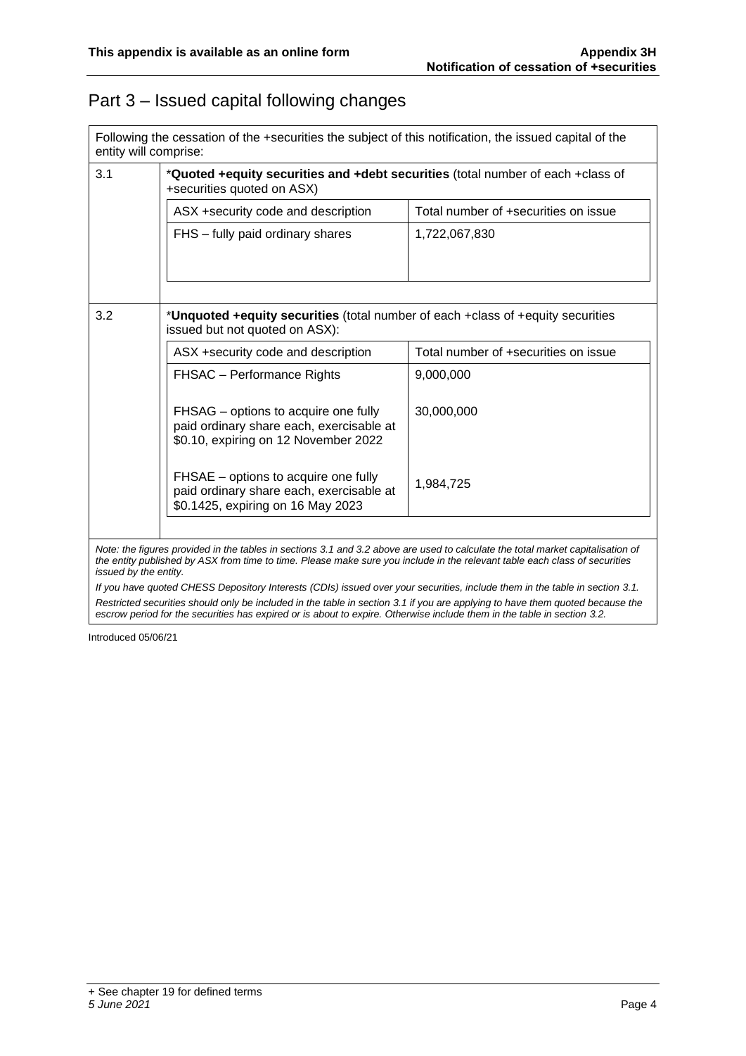# Part 3 – Issued capital following changes

Following the cessation of the +securities the subject of this notification, the issued capital of the entity will comprise:

**3.1** *Quoted +equity securities and +debt securities** (total number of each +class of +securities quoted on ASX)

| ASX +security code and description | Total number of +securities on issue |
| --- | --- |
| FHS – fully paid ordinary shares | 1,722,067,830 |

**3.2** *Unquoted +equity securities** (total number of each +class of +equity securities issued but not quoted on ASX):

| ASX +security code and description | Total number of +securities on issue |
| --- | --- |
| FHSAC – Performance Rights | 9,000,000 |
| FHSAG – options to acquire one fully paid ordinary share each, exercisable at $0.10, expiring on 12 November 2022 | 30,000,000 |
| FHSAE – options to acquire one fully paid ordinary share each, exercisable at $0.1425, expiring on 16 May 2023 | 1,984,725 |

*Note: the figures provided in the tables in sections 3.1 and 3.2 above are used to calculate the total market capitalisation of the entity published by ASX from time to time. Please make sure you include in the relevant table each class of securities issued by the entity.*

*If you have quoted CHESS Depository Interests (CDIs) issued over your securities, include them in the table in section 3.1.*

*Restricted securities should only be included in the table in section 3.1 if you are applying to have them quoted because the escrow period for the securities has expired or is about to expire. Otherwise include them in the table in section 3.2.*

Introduced 05/06/21

+ See chapter 19 for defined terms